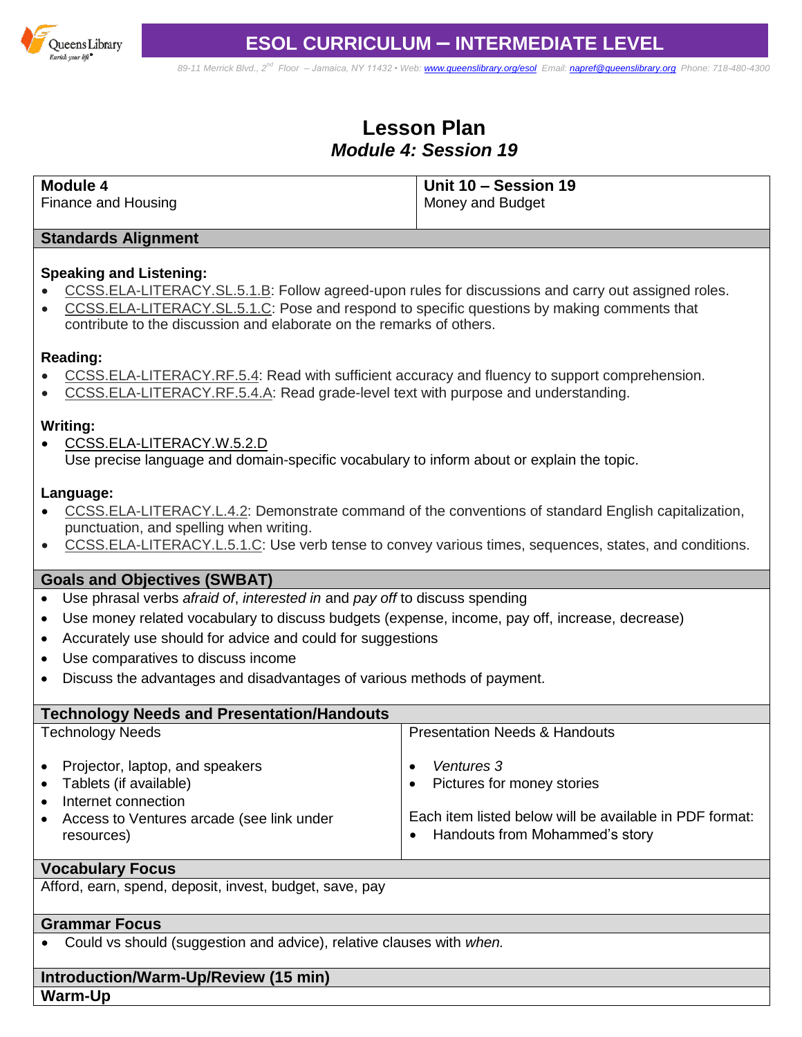# ESOL CURRICULUM – INTERMEDIATE LEVEL

*89-11 Merrick Blvd., 2nd Floor – Jamaica, NY 11432 • Web: www.queenslibrary.org/esol Email: napref@queenslibrary.org Phone: 718-480-4300*

# Lesson Plan
## *Module 4: Session 19*

| **Module 4**<br>Finance and Housing | **Unit 10 – Session 19**<br>Money and Budget |
|---|---|

## Standards Alignment

**Speaking and Listening:**

- CCSS.ELA-LITERACY.SL.5.1.B: Follow agreed-upon rules for discussions and carry out assigned roles.
- CCSS.ELA-LITERACY.SL.5.1.C: Pose and respond to specific questions by making comments that contribute to the discussion and elaborate on the remarks of others.

**Reading:**

- CCSS.ELA-LITERACY.RF.5.4: Read with sufficient accuracy and fluency to support comprehension.
- CCSS.ELA-LITERACY.RF.5.4.A: Read grade-level text with purpose and understanding.

**Writing:**

- CCSS.ELA-LITERACY.W.5.2.D
  Use precise language and domain-specific vocabulary to inform about or explain the topic.

**Language:**

- CCSS.ELA-LITERACY.L.4.2: Demonstrate command of the conventions of standard English capitalization, punctuation, and spelling when writing.
- CCSS.ELA-LITERACY.L.5.1.C: Use verb tense to convey various times, sequences, states, and conditions.

## Goals and Objectives (SWBAT)

- Use phrasal verbs *afraid of*, *interested in* and *pay off* to discuss spending
- Use money related vocabulary to discuss budgets (expense, income, pay off, increase, decrease)
- Accurately use should for advice and could for suggestions
- Use comparatives to discuss income
- Discuss the advantages and disadvantages of various methods of payment.

## Technology Needs and Presentation/Handouts

| Technology Needs | Presentation Needs & Handouts |
|---|---|
| • Projector, laptop, and speakers<br>• Tablets (if available)<br>• Internet connection<br>• Access to Ventures arcade (see link under resources) | • *Ventures 3*<br>• Pictures for money stories<br><br>Each item listed below will be available in PDF format:<br>• Handouts from Mohammed's story |

## Vocabulary Focus

Afford, earn, spend, deposit, invest, budget, save, pay

## Grammar Focus

- Could vs should (suggestion and advice), relative clauses with *when.*

## Introduction/Warm-Up/Review (15 min)

**Warm-Up**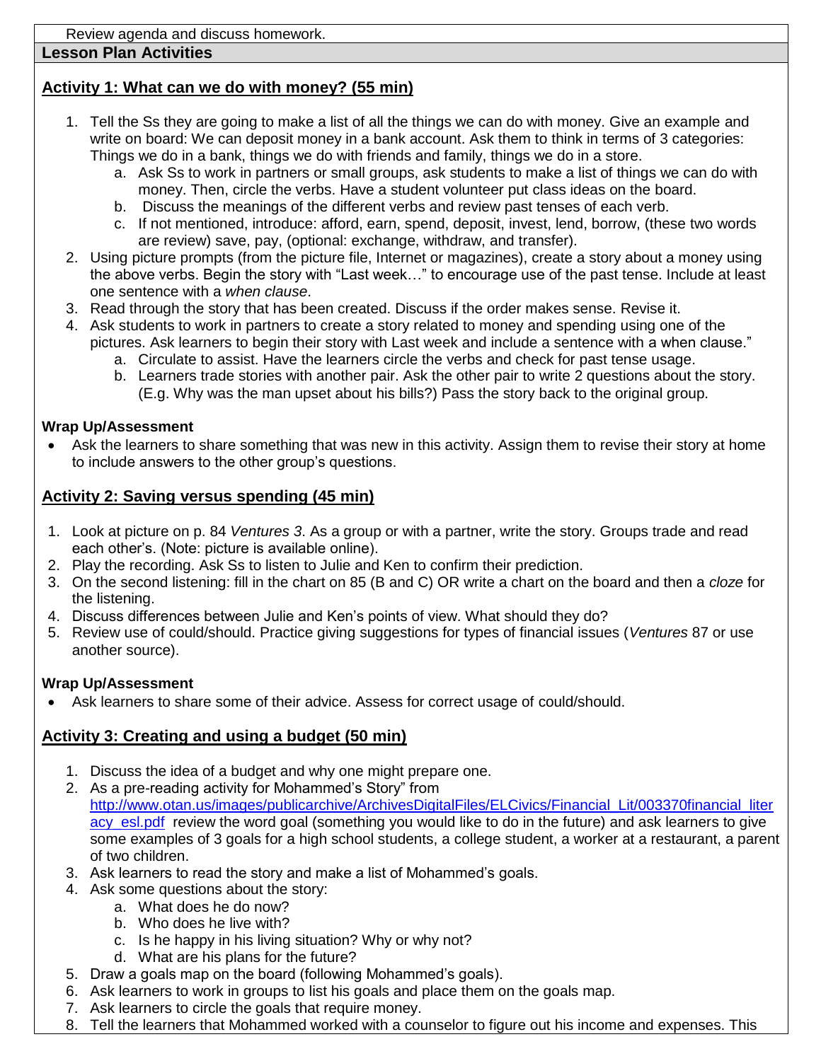Review agenda and discuss homework.

**Lesson Plan Activities**

## Activity 1: What can we do with money? (55 min)

1. Tell the Ss they are going to make a list of all the things we can do with money. Give an example and write on board: We can deposit money in a bank account. Ask them to think in terms of 3 categories: Things we do in a bank, things we do with friends and family, things we do in a store.
   a. Ask Ss to work in partners or small groups, ask students to make a list of things we can do with money. Then, circle the verbs. Have a student volunteer put class ideas on the board.
   b. Discuss the meanings of the different verbs and review past tenses of each verb.
   c. If not mentioned, introduce: afford, earn, spend, deposit, invest, lend, borrow, (these two words are review) save, pay, (optional: exchange, withdraw, and transfer).
2. Using picture prompts (from the picture file, Internet or magazines), create a story about a money using the above verbs. Begin the story with "Last week…" to encourage use of the past tense. Include at least one sentence with a *when clause*.
3. Read through the story that has been created. Discuss if the order makes sense. Revise it.
4. Ask students to work in partners to create a story related to money and spending using one of the pictures. Ask learners to begin their story with Last week and include a sentence with a when clause."
   a. Circulate to assist. Have the learners circle the verbs and check for past tense usage.
   b. Learners trade stories with another pair. Ask the other pair to write 2 questions about the story. (E.g. Why was the man upset about his bills?) Pass the story back to the original group.

**Wrap Up/Assessment**

- Ask the learners to share something that was new in this activity. Assign them to revise their story at home to include answers to the other group's questions.

## Activity 2: Saving versus spending (45 min)

1. Look at picture on p. 84 *Ventures 3*. As a group or with a partner, write the story. Groups trade and read each other's. (Note: picture is available online).
2. Play the recording. Ask Ss to listen to Julie and Ken to confirm their prediction.
3. On the second listening: fill in the chart on 85 (B and C) OR write a chart on the board and then a *cloze* for the listening.
4. Discuss differences between Julie and Ken's points of view. What should they do?
5. Review use of could/should. Practice giving suggestions for types of financial issues (*Ventures* 87 or use another source).

**Wrap Up/Assessment**

- Ask learners to share some of their advice. Assess for correct usage of could/should.

## Activity 3: Creating and using a budget (50 min)

1. Discuss the idea of a budget and why one might prepare one.
2. As a pre-reading activity for Mohammed's Story" from [http://www.otan.us/images/publicarchive/ArchivesDigitalFiles/ELCivics/Financial_Lit/003370financial_literacy_esl.pdf](http://www.otan.us/images/publicarchive/ArchivesDigitalFiles/ELCivics/Financial_Lit/003370financial_literacy_esl.pdf) review the word goal (something you would like to do in the future) and ask learners to give some examples of 3 goals for a high school students, a college student, a worker at a restaurant, a parent of two children.
3. Ask learners to read the story and make a list of Mohammed's goals.
4. Ask some questions about the story:
   a. What does he do now?
   b. Who does he live with?
   c. Is he happy in his living situation? Why or why not?
   d. What are his plans for the future?
5. Draw a goals map on the board (following Mohammed's goals).
6. Ask learners to work in groups to list his goals and place them on the goals map.
7. Ask learners to circle the goals that require money.
8. Tell the learners that Mohammed worked with a counselor to figure out his income and expenses. This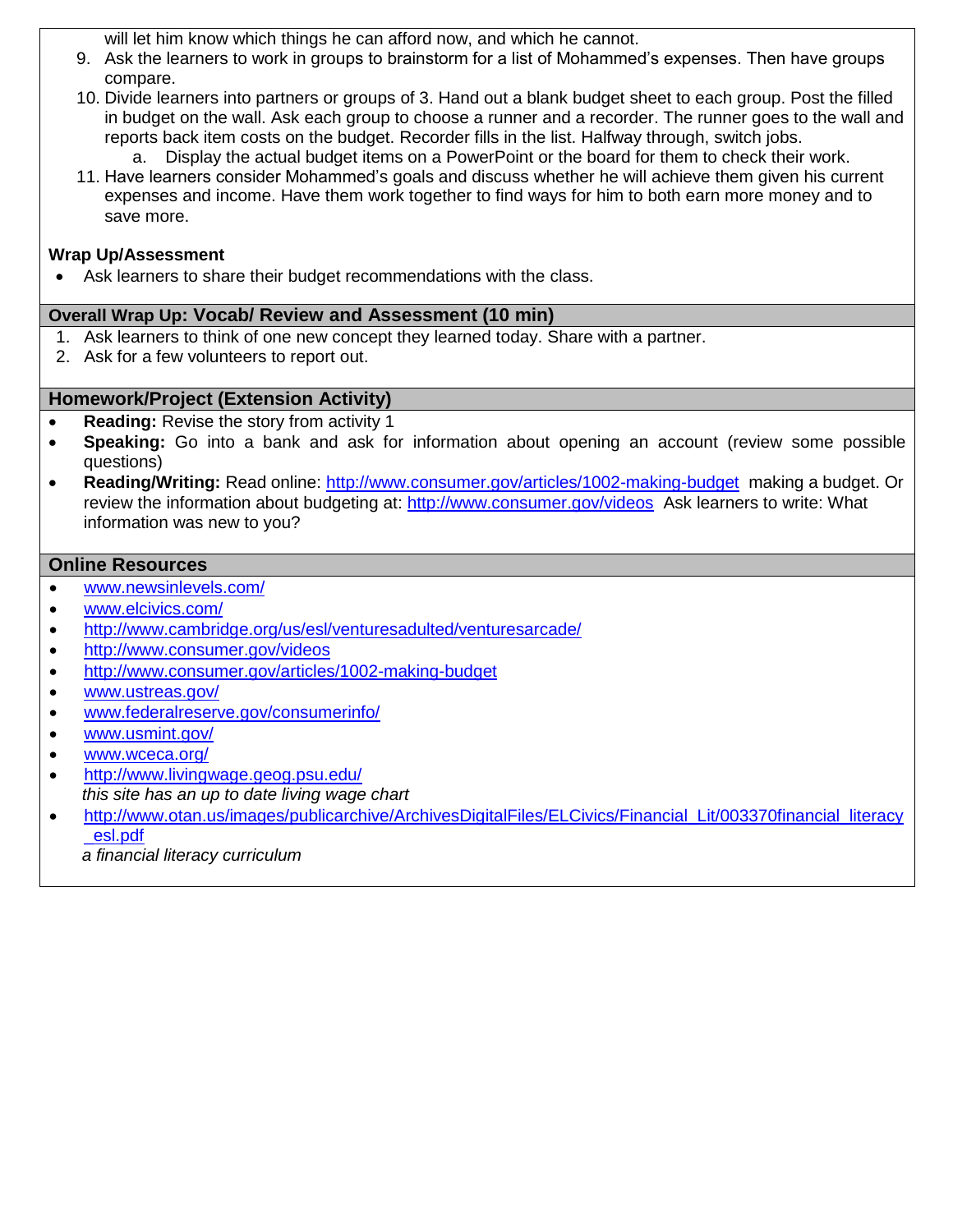will let him know which things he can afford now, and which he cannot.

9. Ask the learners to work in groups to brainstorm for a list of Mohammed's expenses. Then have groups compare.
10. Divide learners into partners or groups of 3. Hand out a blank budget sheet to each group. Post the filled in budget on the wall. Ask each group to choose a runner and a recorder. The runner goes to the wall and reports back item costs on the budget. Recorder fills in the list. Halfway through, switch jobs.
    a. Display the actual budget items on a PowerPoint or the board for them to check their work.
11. Have learners consider Mohammed's goals and discuss whether he will achieve them given his current expenses and income. Have them work together to find ways for him to both earn more money and to save more.

**Wrap Up/Assessment**

- Ask learners to share their budget recommendations with the class.

## Overall Wrap Up: Vocab/ Review and Assessment (10 min)

1. Ask learners to think of one new concept they learned today. Share with a partner.
2. Ask for a few volunteers to report out.

## Homework/Project (Extension Activity)

- **Reading:** Revise the story from activity 1
- **Speaking:** Go into a bank and ask for information about opening an account (review some possible questions)
- **Reading/Writing:** Read online: http://www.consumer.gov/articles/1002-making-budget making a budget. Or review the information about budgeting at: http://www.consumer.gov/videos Ask learners to write: What information was new to you?

## Online Resources

- www.newsinlevels.com/
- www.elcivics.com/
- http://www.cambridge.org/us/esl/venturesadulted/venturesarcade/
- http://www.consumer.gov/videos
- http://www.consumer.gov/articles/1002-making-budget
- www.ustreas.gov/
- www.federalreserve.gov/consumerinfo/
- www.usmint.gov/
- www.wceca.org/
- http://www.livingwage.geog.psu.edu/
  *this site has an up to date living wage chart*
- http://www.otan.us/images/publicarchive/ArchivesDigitalFiles/ELCivics/Financial_Lit/003370financial_literacy_esl.pdf
  *a financial literacy curriculum*